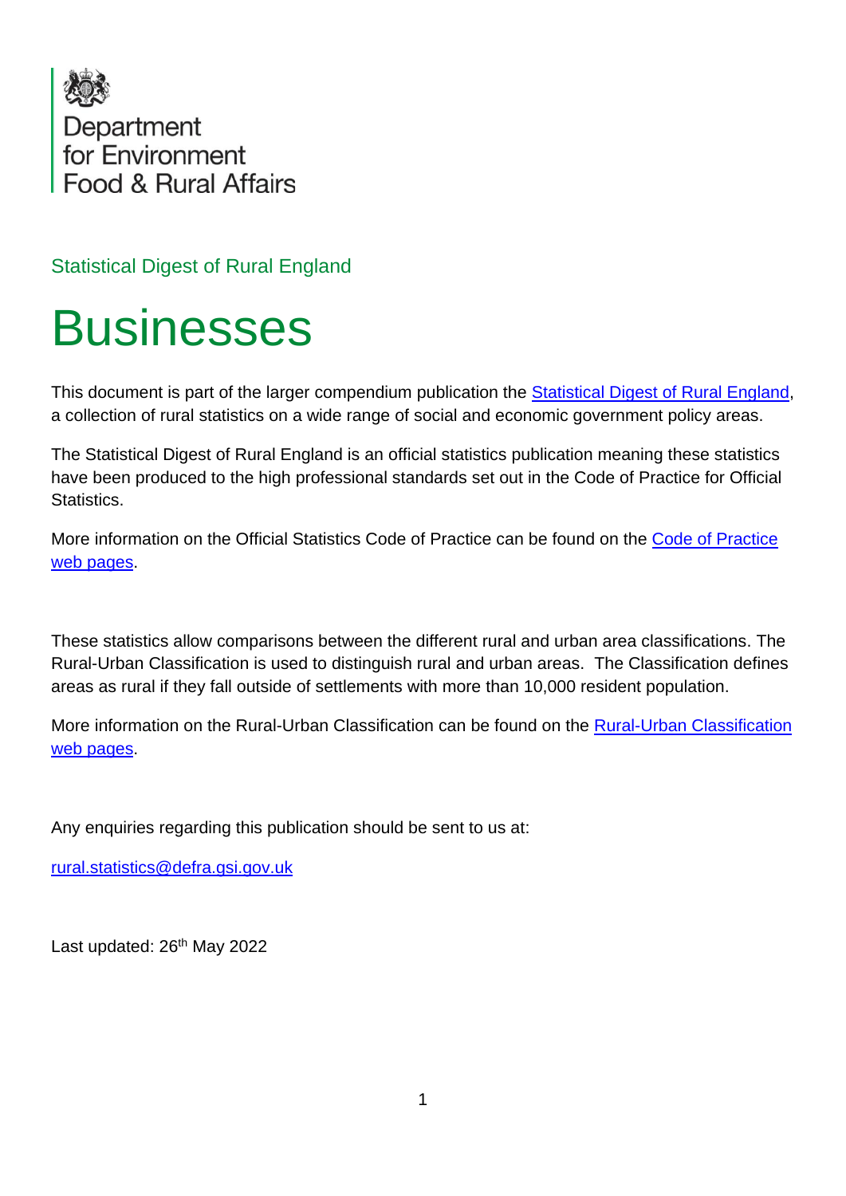Department for Environment Food & Rural Affairs

Statistical Digest of Rural England

# Businesses

This document is part of the larger compendium publication the [Statistical Digest of Rural England](), a collection of rural statistics on a wide range of social and economic government policy areas.

The Statistical Digest of Rural England is an official statistics publication meaning these statistics have been produced to the high professional standards set out in the Code of Practice for Official Statistics.

More information on the Official Statistics Code of Practice can be found on the [Code of Practice web pages]().

These statistics allow comparisons between the different rural and urban area classifications. The Rural-Urban Classification is used to distinguish rural and urban areas. The Classification defines areas as rural if they fall outside of settlements with more than 10,000 resident population.

More information on the Rural-Urban Classification can be found on the [Rural-Urban Classification web pages]().

Any enquiries regarding this publication should be sent to us at:

[rural.statistics@defra.gsi.gov.uk](mailto:rural.statistics@defra.gsi.gov.uk)

Last updated: 26th May 2022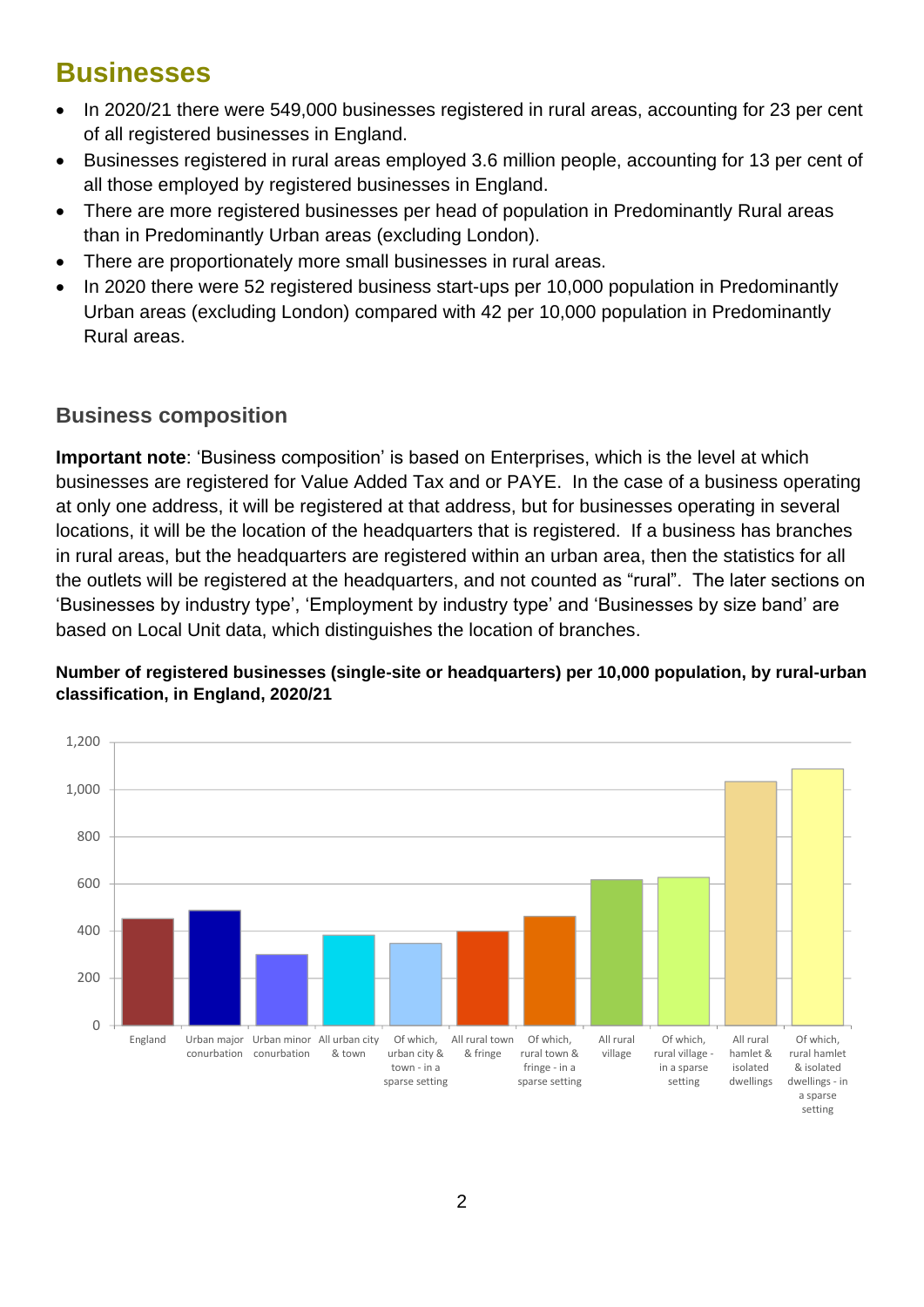# Businesses

- In 2020/21 there were 549,000 businesses registered in rural areas, accounting for 23 per cent of all registered businesses in England.
- Businesses registered in rural areas employed 3.6 million people, accounting for 13 per cent of all those employed by registered businesses in England.
- There are more registered businesses per head of population in Predominantly Rural areas than in Predominantly Urban areas (excluding London).
- There are proportionately more small businesses in rural areas.
- In 2020 there were 52 registered business start-ups per 10,000 population in Predominantly Urban areas (excluding London) compared with 42 per 10,000 population in Predominantly Rural areas.

## Business composition

**Important note**: 'Business composition' is based on Enterprises, which is the level at which businesses are registered for Value Added Tax and or PAYE. In the case of a business operating at only one address, it will be registered at that address, but for businesses operating in several locations, it will be the location of the headquarters that is registered. If a business has branches in rural areas, but the headquarters are registered within an urban area, then the statistics for all the outlets will be registered at the headquarters, and not counted as "rural". The later sections on 'Businesses by industry type', 'Employment by industry type' and 'Businesses by size band' are based on Local Unit data, which distinguishes the location of branches.

**Number of registered businesses (single-site or headquarters) per 10,000 population, by rural-urban classification, in England, 2020/21**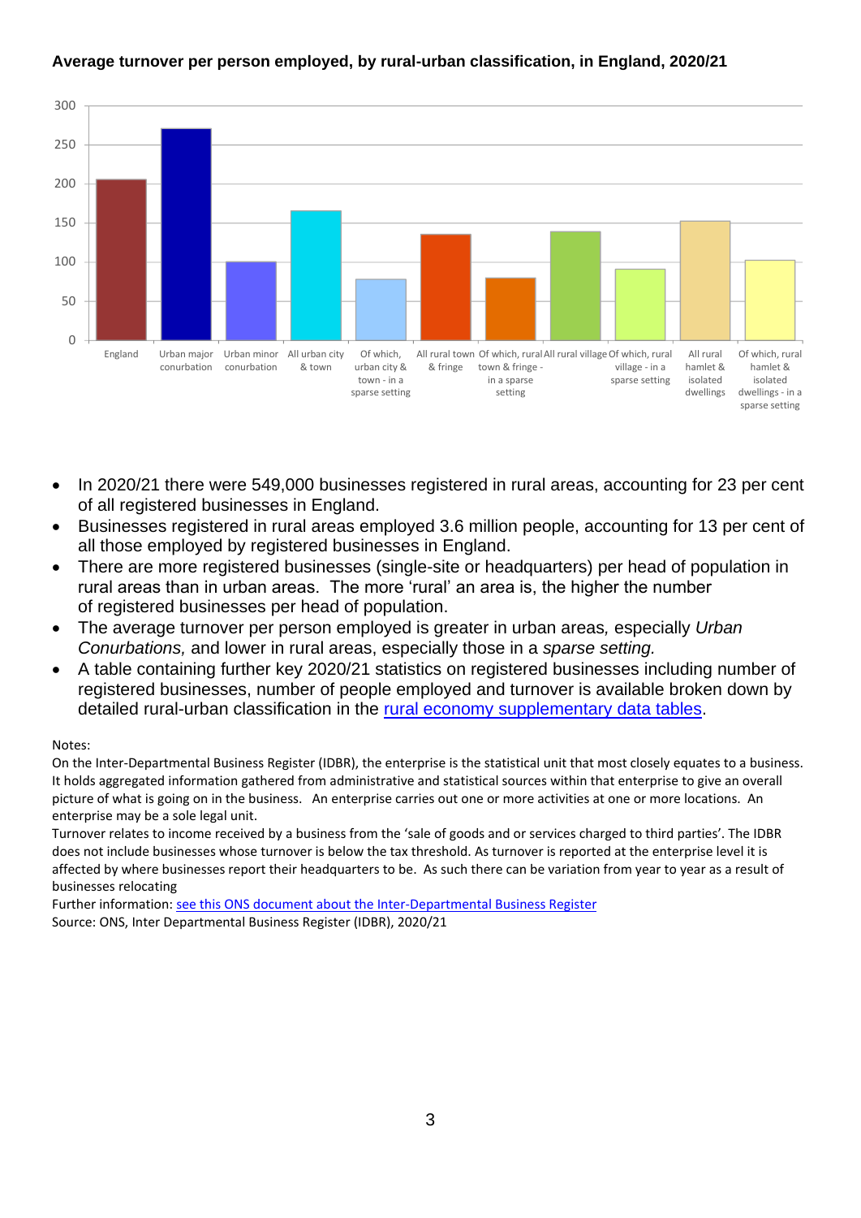**Average turnover per person employed, by rural-urban classification, in England, 2020/21**

- In 2020/21 there were 549,000 businesses registered in rural areas, accounting for 23 per cent of all registered businesses in England.
- Businesses registered in rural areas employed 3.6 million people, accounting for 13 per cent of all those employed by registered businesses in England.
- There are more registered businesses (single-site or headquarters) per head of population in rural areas than in urban areas. The more 'rural' an area is, the higher the number of registered businesses per head of population.
- The average turnover per person employed is greater in urban areas, especially *Urban Conurbations,* and lower in rural areas, especially those in a *sparse setting.*
- A table containing further key 2020/21 statistics on registered businesses including number of registered businesses, number of people employed and turnover is available broken down by detailed rural-urban classification in the rural economy supplementary data tables.

Notes:
On the Inter-Departmental Business Register (IDBR), the enterprise is the statistical unit that most closely equates to a business. It holds aggregated information gathered from administrative and statistical sources within that enterprise to give an overall picture of what is going on in the business. An enterprise carries out one or more activities at one or more locations. An enterprise may be a sole legal unit.
Turnover relates to income received by a business from the 'sale of goods and or services charged to third parties'. The IDBR does not include businesses whose turnover is below the tax threshold. As turnover is reported at the enterprise level it is affected by where businesses report their headquarters to be. As such there can be variation from year to year as a result of businesses relocating
Further information: see this ONS document about the Inter-Departmental Business Register
Source: ONS, Inter Departmental Business Register (IDBR), 2020/21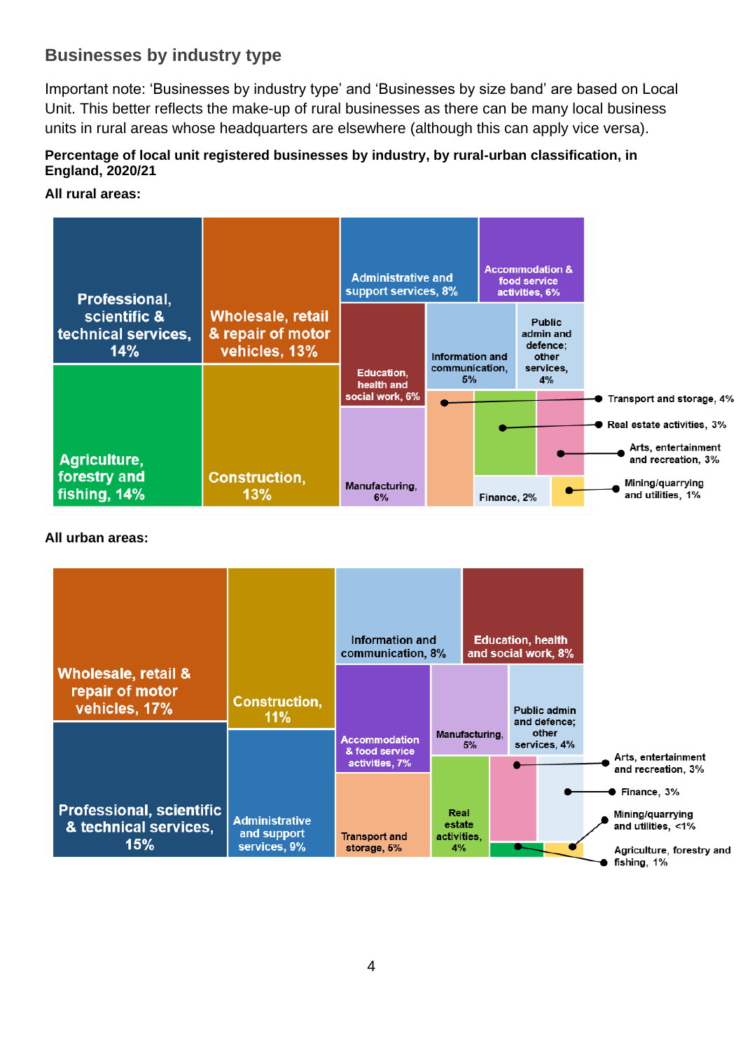## Businesses by industry type

Important note: 'Businesses by industry type' and 'Businesses by size band' are based on Local Unit. This better reflects the make-up of rural businesses as there can be many local business units in rural areas whose headquarters are elsewhere (although this can apply vice versa).

**Percentage of local unit registered businesses by industry, by rural-urban classification, in England, 2020/21**

**All rural areas:**

Professional, scientific & technical services, 14%
Wholesale, retail & repair of motor vehicles, 13%
Administrative and support services, 8%
Accommodation & food service activities, 6%
Education, health and social work, 6%
Information and communication, 5%
Public admin and defence; other services, 4%
Transport and storage, 4%
Real estate activities, 3%
Arts, entertainment and recreation, 3%
Mining/quarrying and utilities, 1%
Agriculture, forestry and fishing, 14%
Construction, 13%
Manufacturing, 6%
Finance, 2%

**All urban areas:**

Wholesale, retail & repair of motor vehicles, 17%
Construction, 11%
Information and communication, 8%
Education, health and social work, 8%
Accommodation & food service activities, 7%
Manufacturing, 5%
Public admin and defence; other services, 4%
Arts, entertainment and recreation, 3%
Finance, 3%
Mining/quarrying and utilities, <1%
Agriculture, forestry and fishing, 1%
Professional, scientific & technical services, 15%
Administrative and support services, 9%
Transport and storage, 5%
Real estate activities, 4%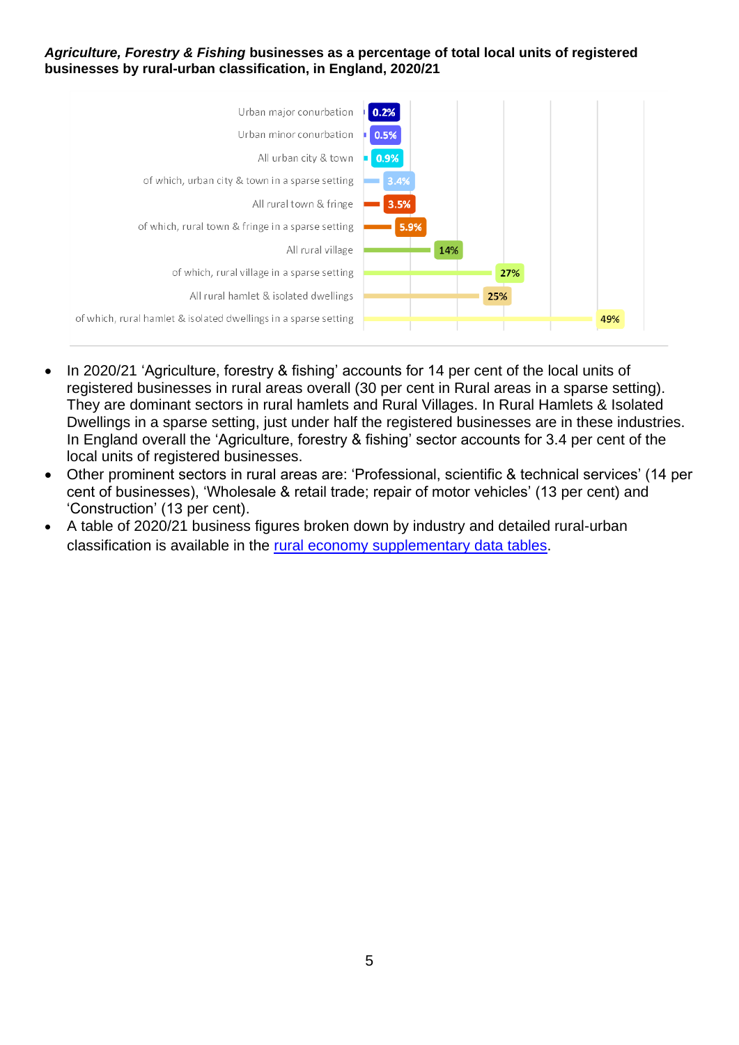***Agriculture, Forestry & Fishing*** **businesses as a percentage of total local units of registered businesses by rural-urban classification, in England, 2020/21**

| Rural-urban classification | Percentage |
|---|---|
| Urban major conurbation | 0.2% |
| Urban minor conurbation | 0.5% |
| All urban city & town | 0.9% |
| of which, urban city & town in a sparse setting | 3.4% |
| All rural town & fringe | 3.5% |
| of which, rural town & fringe in a sparse setting | 5.9% |
| All rural village | 14% |
| of which, rural village in a sparse setting | 27% |
| All rural hamlet & isolated dwellings | 25% |
| of which, rural hamlet & isolated dwellings in a sparse setting | 49% |

- In 2020/21 'Agriculture, forestry & fishing' accounts for 14 per cent of the local units of registered businesses in rural areas overall (30 per cent in Rural areas in a sparse setting). They are dominant sectors in rural hamlets and Rural Villages. In Rural Hamlets & Isolated Dwellings in a sparse setting, just under half the registered businesses are in these industries. In England overall the 'Agriculture, forestry & fishing' sector accounts for 3.4 per cent of the local units of registered businesses.
- Other prominent sectors in rural areas are: 'Professional, scientific & technical services' (14 per cent of businesses), 'Wholesale & retail trade; repair of motor vehicles' (13 per cent) and 'Construction' (13 per cent).
- A table of 2020/21 business figures broken down by industry and detailed rural-urban classification is available in the rural economy supplementary data tables.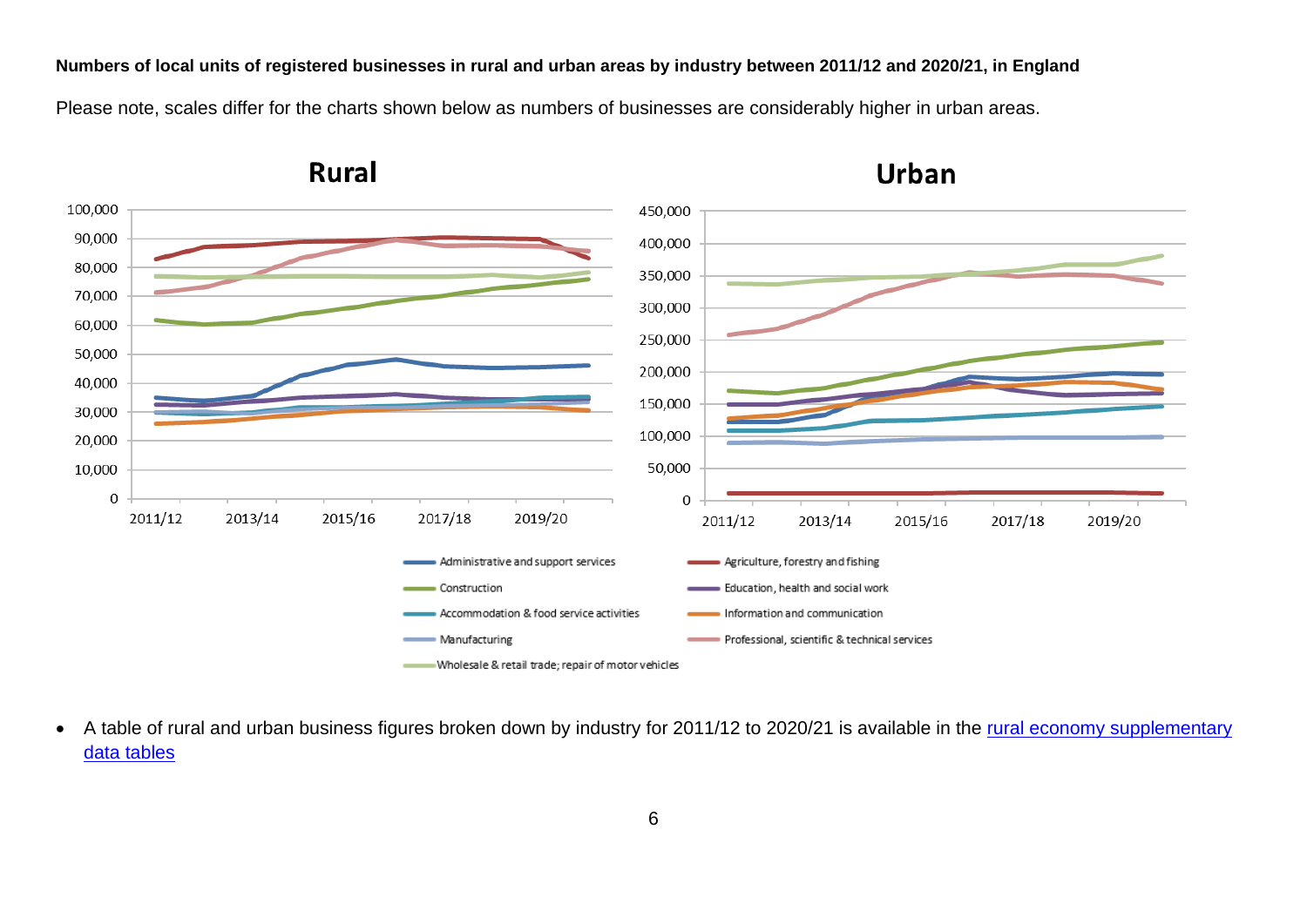**Numbers of local units of registered businesses in rural and urban areas by industry between 2011/12 and 2020/21, in England**

Please note, scales differ for the charts shown below as numbers of businesses are considerably higher in urban areas.

- A table of rural and urban business figures broken down by industry for 2011/12 to 2020/21 is available in the [rural economy supplementary data tables]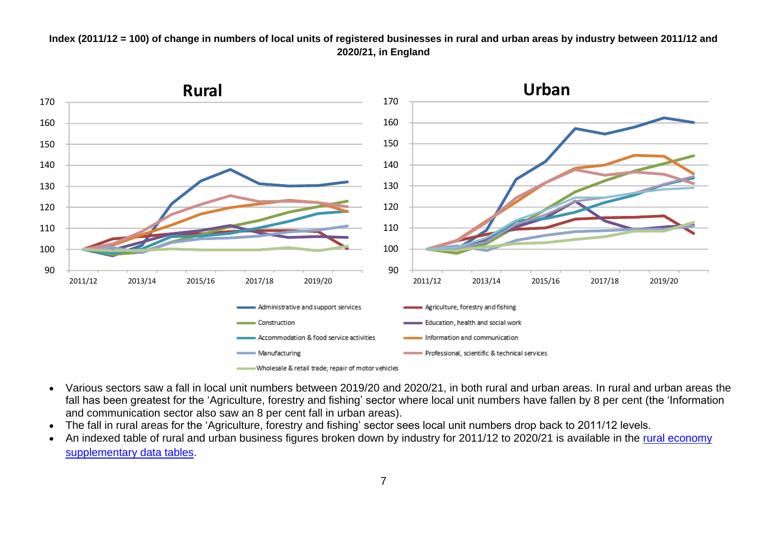**Index (2011/12 = 100) of change in numbers of local units of registered businesses in rural and urban areas by industry between 2011/12 and 2020/21, in England**

- Various sectors saw a fall in local unit numbers between 2019/20 and 2020/21, in both rural and urban areas. In rural and urban areas the fall has been greatest for the 'Agriculture, forestry and fishing' sector where local unit numbers have fallen by 8 per cent (the 'Information and communication sector also saw an 8 per cent fall in urban areas).
- The fall in rural areas for the 'Agriculture, forestry and fishing' sector sees local unit numbers drop back to 2011/12 levels.
- An indexed table of rural and urban business figures broken down by industry for 2011/12 to 2020/21 is available in the [rural economy supplementary data tables](rural economy supplementary data tables).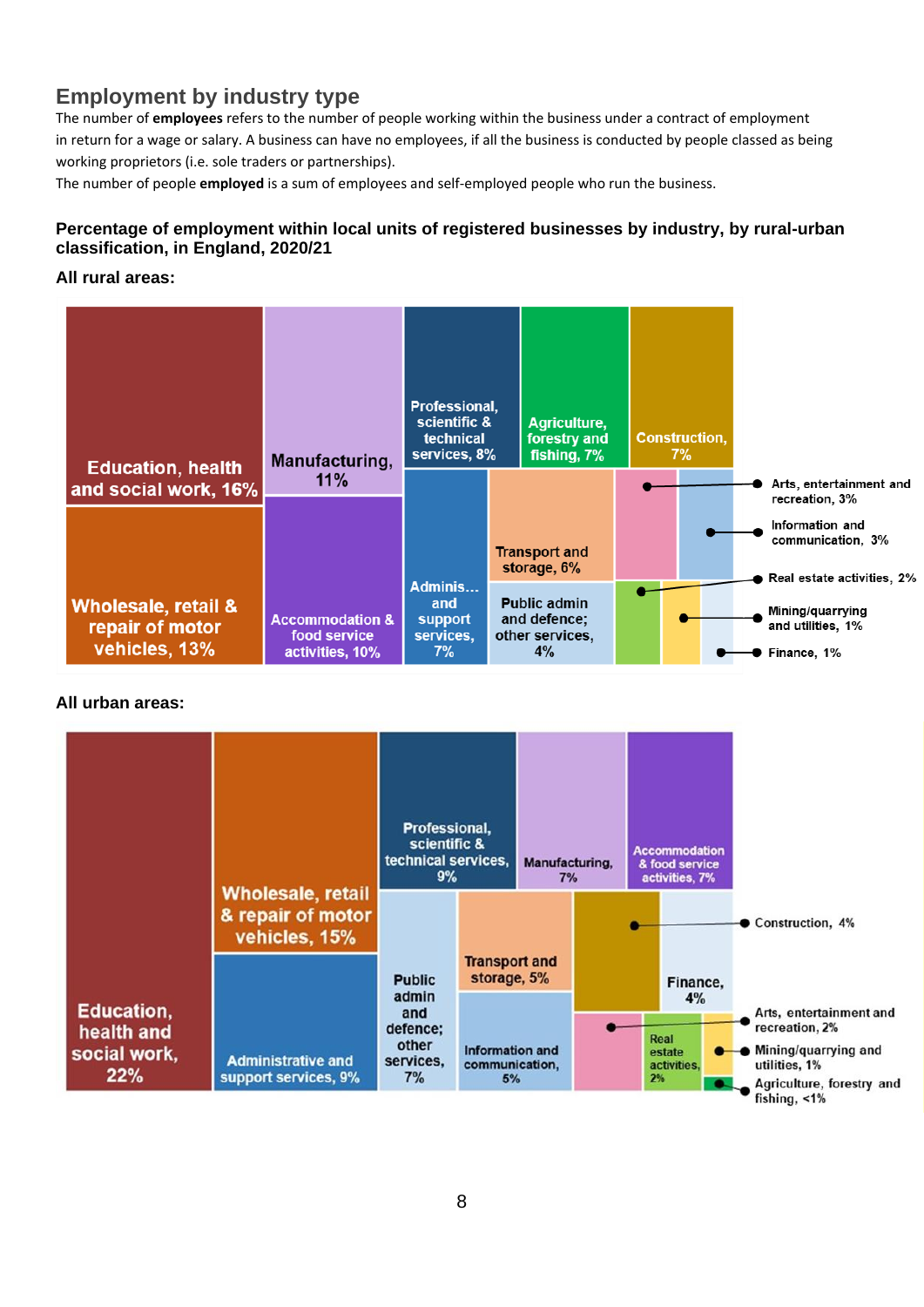## Employment by industry type

The number of **employees** refers to the number of people working within the business under a contract of employment in return for a wage or salary. A business can have no employees, if all the business is conducted by people classed as being working proprietors (i.e. sole traders or partnerships).

The number of people **employed** is a sum of employees and self-employed people who run the business.

### Percentage of employment within local units of registered businesses by industry, by rural-urban classification, in England, 2020/21

**All rural areas:**

- Education, health and social work, 16%
- Wholesale, retail & repair of motor vehicles, 13%
- Manufacturing, 11%
- Accommodation & food service activities, 10%
- Professional, scientific & technical services, 8%
- Agriculture, forestry and fishing, 7%
- Construction, 7%
- Adminis... and support services, 7%
- Transport and storage, 6%
- Public admin and defence; other services, 4%
- Arts, entertainment and recreation, 3%
- Information and communication, 3%
- Real estate activities, 2%
- Mining/quarrying and utilities, 1%
- Finance, 1%

**All urban areas:**

- Education, health and social work, 22%
- Wholesale, retail & repair of motor vehicles, 15%
- Administrative and support services, 9%
- Professional, scientific & technical services, 9%
- Manufacturing, 7%
- Accommodation & food service activities, 7%
- Public admin and defence; other services, 7%
- Transport and storage, 5%
- Information and communication, 5%
- Construction, 4%
- Finance, 4%
- Arts, entertainment and recreation, 2%
- Real estate activities, 2%
- Mining/quarrying and utilities, 1%
- Agriculture, forestry and fishing, <1%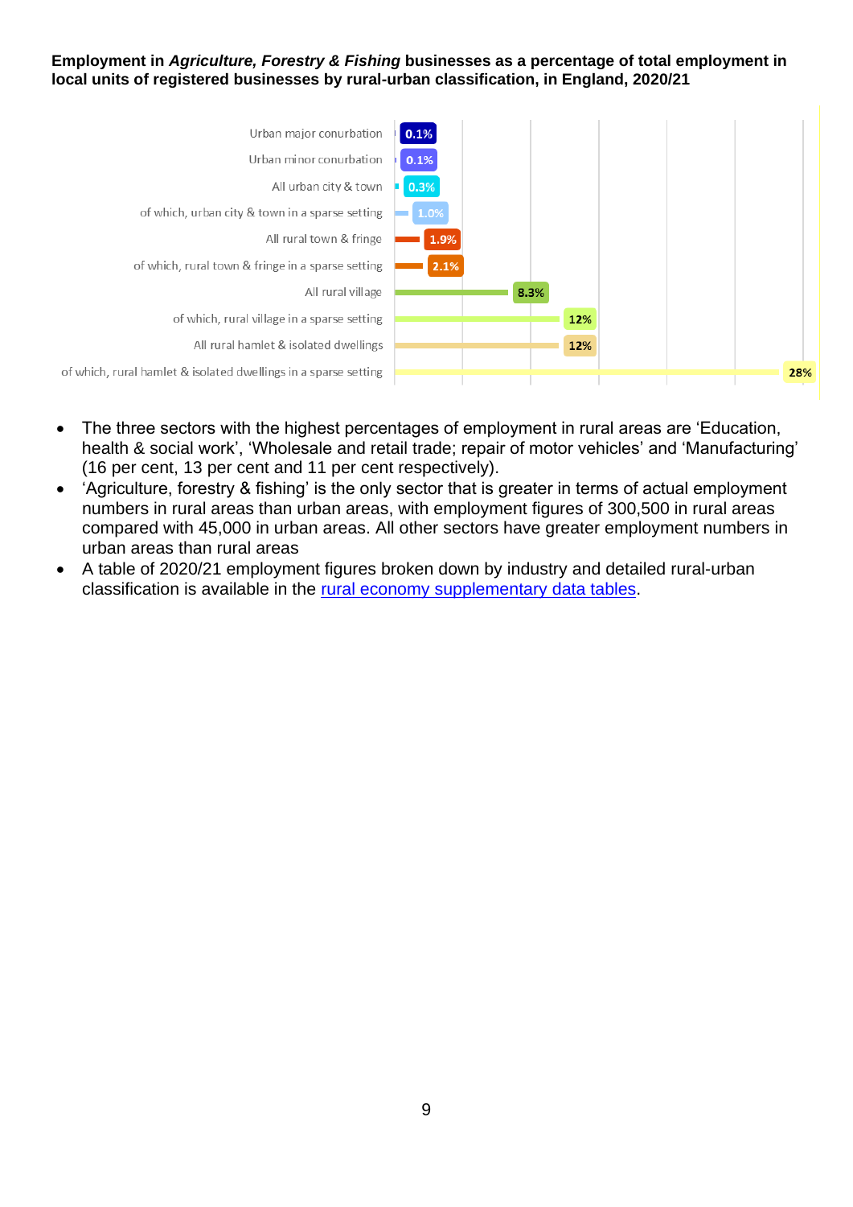**Employment in *Agriculture, Forestry & Fishing* businesses as a percentage of total employment in local units of registered businesses by rural-urban classification, in England, 2020/21**

| Rural-urban classification | Percentage |
|---|---|
| Urban major conurbation | 0.1% |
| Urban minor conurbation | 0.1% |
| All urban city & town | 0.3% |
| of which, urban city & town in a sparse setting | 1.0% |
| All rural town & fringe | 1.9% |
| of which, rural town & fringe in a sparse setting | 2.1% |
| All rural village | 8.3% |
| of which, rural village in a sparse setting | 12% |
| All rural hamlet & isolated dwellings | 12% |
| of which, rural hamlet & isolated dwellings in a sparse setting | 28% |

- The three sectors with the highest percentages of employment in rural areas are 'Education, health & social work', 'Wholesale and retail trade; repair of motor vehicles' and 'Manufacturing' (16 per cent, 13 per cent and 11 per cent respectively).
- 'Agriculture, forestry & fishing' is the only sector that is greater in terms of actual employment numbers in rural areas than urban areas, with employment figures of 300,500 in rural areas compared with 45,000 in urban areas. All other sectors have greater employment numbers in urban areas than rural areas
- A table of 2020/21 employment figures broken down by industry and detailed rural-urban classification is available in the rural economy supplementary data tables.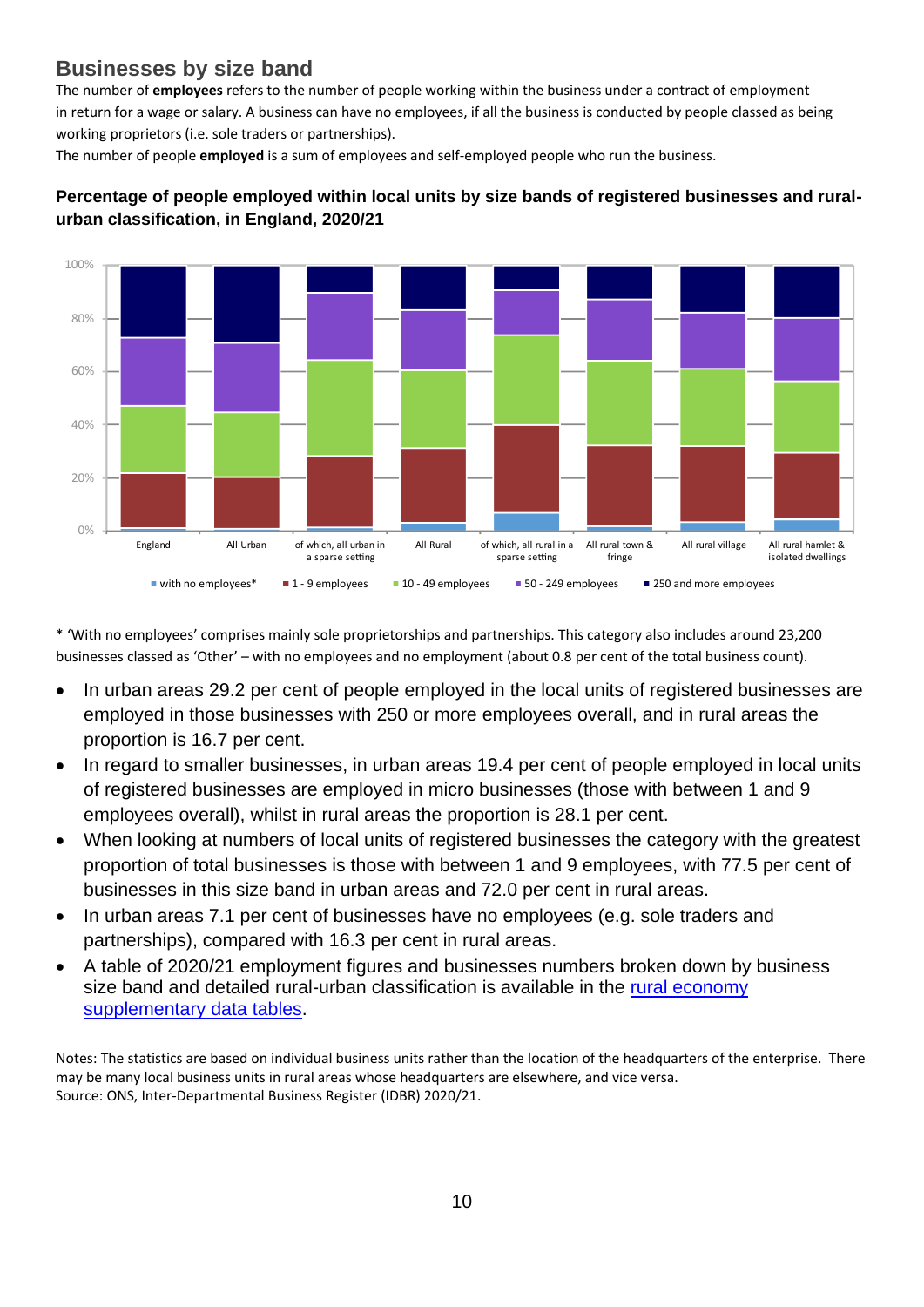## Businesses by size band

The number of **employees** refers to the number of people working within the business under a contract of employment in return for a wage or salary. A business can have no employees, if all the business is conducted by people classed as being working proprietors (i.e. sole traders or partnerships).

The number of people **employed** is a sum of employees and self-employed people who run the business.

### Percentage of people employed within local units by size bands of registered businesses and rural-urban classification, in England, 2020/21

\* 'With no employees' comprises mainly sole proprietorships and partnerships. This category also includes around 23,200 businesses classed as 'Other' – with no employees and no employment (about 0.8 per cent of the total business count).

- In urban areas 29.2 per cent of people employed in the local units of registered businesses are employed in those businesses with 250 or more employees overall, and in rural areas the proportion is 16.7 per cent.
- In regard to smaller businesses, in urban areas 19.4 per cent of people employed in local units of registered businesses are employed in micro businesses (those with between 1 and 9 employees overall), whilst in rural areas the proportion is 28.1 per cent.
- When looking at numbers of local units of registered businesses the category with the greatest proportion of total businesses is those with between 1 and 9 employees, with 77.5 per cent of businesses in this size band in urban areas and 72.0 per cent in rural areas.
- In urban areas 7.1 per cent of businesses have no employees (e.g. sole traders and partnerships), compared with 16.3 per cent in rural areas.
- A table of 2020/21 employment figures and businesses numbers broken down by business size band and detailed rural-urban classification is available in the rural economy supplementary data tables.

Notes: The statistics are based on individual business units rather than the location of the headquarters of the enterprise. There may be many local business units in rural areas whose headquarters are elsewhere, and vice versa.
Source: ONS, Inter-Departmental Business Register (IDBR) 2020/21.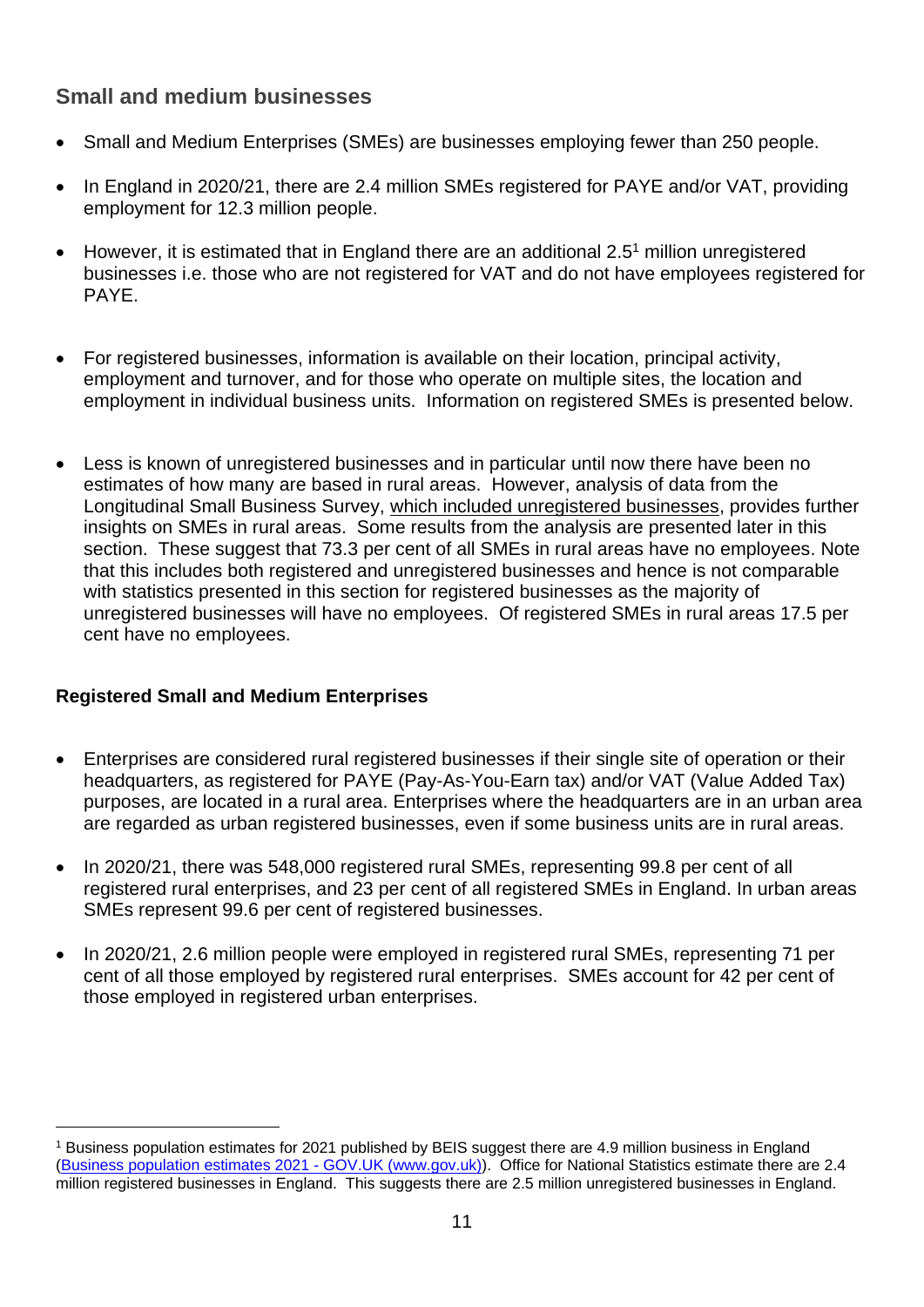## Small and medium businesses

- Small and Medium Enterprises (SMEs) are businesses employing fewer than 250 people.
- In England in 2020/21, there are 2.4 million SMEs registered for PAYE and/or VAT, providing employment for 12.3 million people.
- However, it is estimated that in England there are an additional 2.5[1] million unregistered businesses i.e. those who are not registered for VAT and do not have employees registered for PAYE.
- For registered businesses, information is available on their location, principal activity, employment and turnover, and for those who operate on multiple sites, the location and employment in individual business units. Information on registered SMEs is presented below.
- Less is known of unregistered businesses and in particular until now there have been no estimates of how many are based in rural areas. However, analysis of data from the Longitudinal Small Business Survey, which included unregistered businesses, provides further insights on SMEs in rural areas. Some results from the analysis are presented later in this section. These suggest that 73.3 per cent of all SMEs in rural areas have no employees. Note that this includes both registered and unregistered businesses and hence is not comparable with statistics presented in this section for registered businesses as the majority of unregistered businesses will have no employees. Of registered SMEs in rural areas 17.5 per cent have no employees.

### Registered Small and Medium Enterprises

- Enterprises are considered rural registered businesses if their single site of operation or their headquarters, as registered for PAYE (Pay-As-You-Earn tax) and/or VAT (Value Added Tax) purposes, are located in a rural area. Enterprises where the headquarters are in an urban area are regarded as urban registered businesses, even if some business units are in rural areas.
- In 2020/21, there was 548,000 registered rural SMEs, representing 99.8 per cent of all registered rural enterprises, and 23 per cent of all registered SMEs in England. In urban areas SMEs represent 99.6 per cent of registered businesses.
- In 2020/21, 2.6 million people were employed in registered rural SMEs, representing 71 per cent of all those employed by registered rural enterprises. SMEs account for 42 per cent of those employed in registered urban enterprises.

[1] Business population estimates for 2021 published by BEIS suggest there are 4.9 million business in England (Business population estimates 2021 - GOV.UK (www.gov.uk)). Office for National Statistics estimate there are 2.4 million registered businesses in England. This suggests there are 2.5 million unregistered businesses in England.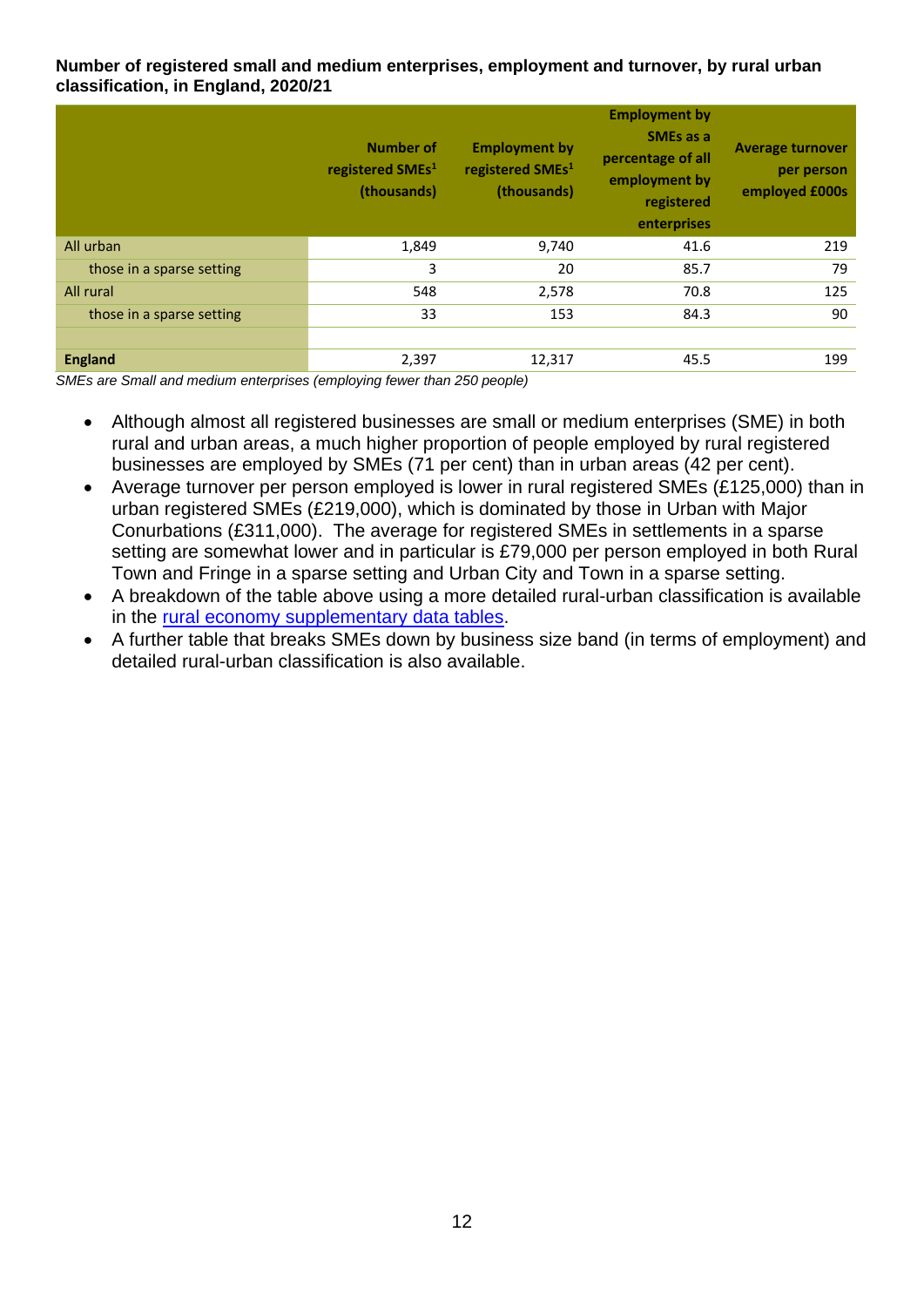**Number of registered small and medium enterprises, employment and turnover, by rural urban classification, in England, 2020/21**

| | Number of registered SMEs[1] (thousands) | Employment by registered SMEs[1] (thousands) | Employment by SMEs as a percentage of all employment by registered enterprises | Average turnover per person employed £000s |
|---|---|---|---|---|
| All urban | 1,849 | 9,740 | 41.6 | 219 |
| those in a sparse setting | 3 | 20 | 85.7 | 79 |
| All rural | 548 | 2,578 | 70.8 | 125 |
| those in a sparse setting | 33 | 153 | 84.3 | 90 |
| | | | | |
| **England** | 2,397 | 12,317 | 45.5 | 199 |

*SMEs are Small and medium enterprises (employing fewer than 250 people)*

- Although almost all registered businesses are small or medium enterprises (SME) in both rural and urban areas, a much higher proportion of people employed by rural registered businesses are employed by SMEs (71 per cent) than in urban areas (42 per cent).
- Average turnover per person employed is lower in rural registered SMEs (£125,000) than in urban registered SMEs (£219,000), which is dominated by those in Urban with Major Conurbations (£311,000). The average for registered SMEs in settlements in a sparse setting are somewhat lower and in particular is £79,000 per person employed in both Rural Town and Fringe in a sparse setting and Urban City and Town in a sparse setting.
- A breakdown of the table above using a more detailed rural-urban classification is available in the rural economy supplementary data tables.
- A further table that breaks SMEs down by business size band (in terms of employment) and detailed rural-urban classification is also available.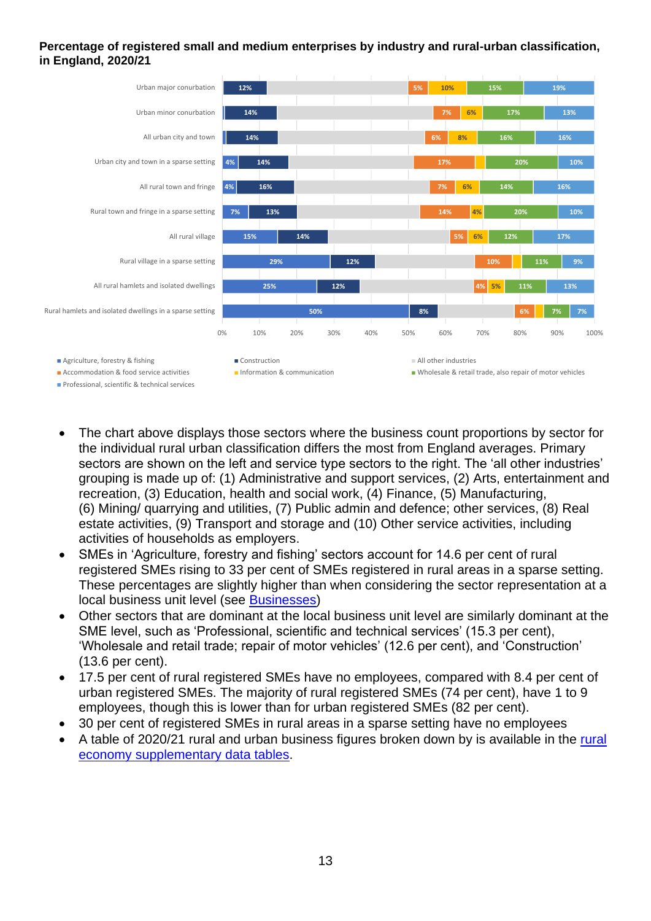**Percentage of registered small and medium enterprises by industry and rural-urban classification, in England, 2020/21**

| | Agriculture, forestry & fishing | Construction | All other industries | Accommodation & food service activities | Information & communication | Wholesale & retail trade, also repair of motor vehicles | Professional, scientific & technical services |
|---|---|---|---|---|---|---|---|
| Urban major conurbation | | 12% | | 5% | 10% | 15% | 19% |
| Urban minor conurbation | | 14% | | 7% | 6% | 17% | 13% |
| All urban city and town | | 14% | | 6% | 8% | 16% | 16% |
| Urban city and town in a sparse setting | 4% | 14% | | 17% | | 20% | 10% |
| All rural town and fringe | 4% | 16% | | 7% | 6% | 14% | 16% |
| Rural town and fringe in a sparse setting | 7% | 13% | | 14% | 4% | 20% | 10% |
| All rural village | 15% | 14% | | 5% | 6% | 12% | 17% |
| Rural village in a sparse setting | 29% | 12% | | 10% | | 11% | 9% |
| All rural hamlets and isolated dwellings | 25% | 12% | | 4% | 5% | 11% | 13% |
| Rural hamlets and isolated dwellings in a sparse setting | 50% | 8% | | 6% | | 7% | 7% |

- The chart above displays those sectors where the business count proportions by sector for the individual rural urban classification differs the most from England averages. Primary sectors are shown on the left and service type sectors to the right. The 'all other industries' grouping is made up of: (1) Administrative and support services, (2) Arts, entertainment and recreation, (3) Education, health and social work, (4) Finance, (5) Manufacturing, (6) Mining/ quarrying and utilities, (7) Public admin and defence; other services, (8) Real estate activities, (9) Transport and storage and (10) Other service activities, including activities of households as employers.
- SMEs in 'Agriculture, forestry and fishing' sectors account for 14.6 per cent of rural registered SMEs rising to 33 per cent of SMEs registered in rural areas in a sparse setting. These percentages are slightly higher than when considering the sector representation at a local business unit level (see Businesses)
- Other sectors that are dominant at the local business unit level are similarly dominant at the SME level, such as 'Professional, scientific and technical services' (15.3 per cent), 'Wholesale and retail trade; repair of motor vehicles' (12.6 per cent), and 'Construction' (13.6 per cent).
- 17.5 per cent of rural registered SMEs have no employees, compared with 8.4 per cent of urban registered SMEs. The majority of rural registered SMEs (74 per cent), have 1 to 9 employees, though this is lower than for urban registered SMEs (82 per cent).
- 30 per cent of registered SMEs in rural areas in a sparse setting have no employees
- A table of 2020/21 rural and urban business figures broken down by is available in the rural economy supplementary data tables.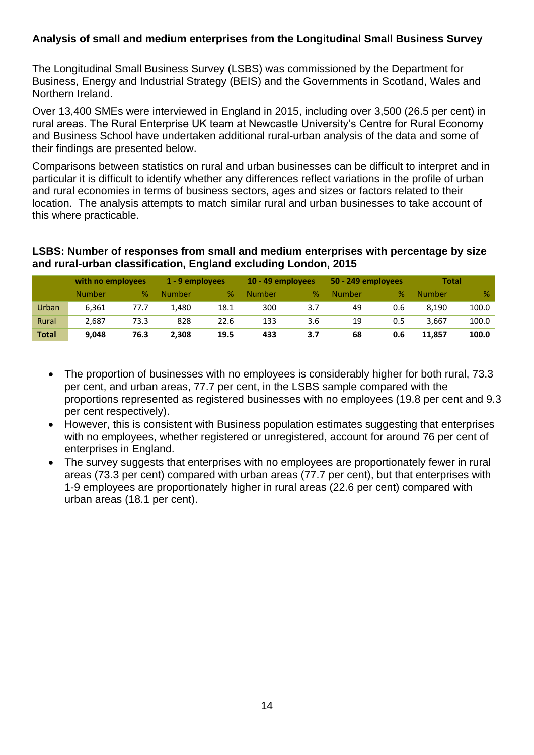## Analysis of small and medium enterprises from the Longitudinal Small Business Survey

The Longitudinal Small Business Survey (LSBS) was commissioned by the Department for Business, Energy and Industrial Strategy (BEIS) and the Governments in Scotland, Wales and Northern Ireland.

Over 13,400 SMEs were interviewed in England in 2015, including over 3,500 (26.5 per cent) in rural areas. The Rural Enterprise UK team at Newcastle University's Centre for Rural Economy and Business School have undertaken additional rural-urban analysis of the data and some of their findings are presented below.

Comparisons between statistics on rural and urban businesses can be difficult to interpret and in particular it is difficult to identify whether any differences reflect variations in the profile of urban and rural economies in terms of business sectors, ages and sizes or factors related to their location. The analysis attempts to match similar rural and urban businesses to take account of this where practicable.

**LSBS: Number of responses from small and medium enterprises with percentage by size and rural-urban classification, England excluding London, 2015**

| | with no employees | | 1 - 9 employees | | 10 - 49 employees | | 50 - 249 employees | | Total | |
|---|---|---|---|---|---|---|---|---|---|---|
| | Number | % | Number | % | Number | % | Number | % | Number | % |
| Urban | 6,361 | 77.7 | 1,480 | 18.1 | 300 | 3.7 | 49 | 0.6 | 8,190 | 100.0 |
| Rural | 2,687 | 73.3 | 828 | 22.6 | 133 | 3.6 | 19 | 0.5 | 3,667 | 100.0 |
| **Total** | **9,048** | **76.3** | **2,308** | **19.5** | **433** | **3.7** | **68** | **0.6** | **11,857** | **100.0** |

- The proportion of businesses with no employees is considerably higher for both rural, 73.3 per cent, and urban areas, 77.7 per cent, in the LSBS sample compared with the proportions represented as registered businesses with no employees (19.8 per cent and 9.3 per cent respectively).
- However, this is consistent with Business population estimates suggesting that enterprises with no employees, whether registered or unregistered, account for around 76 per cent of enterprises in England.
- The survey suggests that enterprises with no employees are proportionately fewer in rural areas (73.3 per cent) compared with urban areas (77.7 per cent), but that enterprises with 1-9 employees are proportionately higher in rural areas (22.6 per cent) compared with urban areas (18.1 per cent).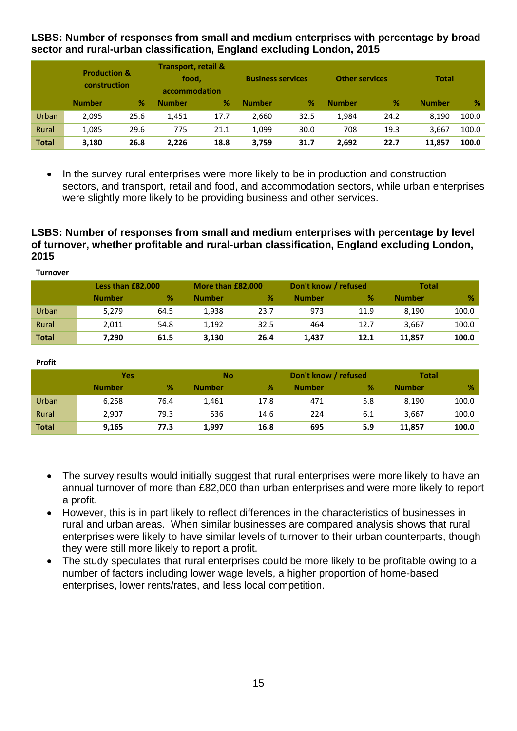**LSBS: Number of responses from small and medium enterprises with percentage by broad sector and rural-urban classification, England excluding London, 2015**

| | Production & construction | | Transport, retail & food, accommodation | | Business services | | Other services | | Total | |
|---|---|---|---|---|---|---|---|---|---|---|
| | Number | % | Number | % | Number | % | Number | % | Number | % |
| Urban | 2,095 | 25.6 | 1,451 | 17.7 | 2,660 | 32.5 | 1,984 | 24.2 | 8,190 | 100.0 |
| Rural | 1,085 | 29.6 | 775 | 21.1 | 1,099 | 30.0 | 708 | 19.3 | 3,667 | 100.0 |
| **Total** | **3,180** | **26.8** | **2,226** | **18.8** | **3,759** | **31.7** | **2,692** | **22.7** | **11,857** | **100.0** |

- In the survey rural enterprises were more likely to be in production and construction sectors, and transport, retail and food, and accommodation sectors, while urban enterprises were slightly more likely to be providing business and other services.

**LSBS: Number of responses from small and medium enterprises with percentage by level of turnover, whether profitable and rural-urban classification, England excluding London, 2015**

**Turnover**

| | Less than £82,000 | | More than £82,000 | | Don't know / refused | | Total | |
|---|---|---|---|---|---|---|---|---|
| | Number | % | Number | % | Number | % | Number | % |
| Urban | 5,279 | 64.5 | 1,938 | 23.7 | 973 | 11.9 | 8,190 | 100.0 |
| Rural | 2,011 | 54.8 | 1,192 | 32.5 | 464 | 12.7 | 3,667 | 100.0 |
| **Total** | **7,290** | **61.5** | **3,130** | **26.4** | **1,437** | **12.1** | **11,857** | **100.0** |

**Profit**

| | Yes | | No | | Don't know / refused | | Total | |
|---|---|---|---|---|---|---|---|---|
| | Number | % | Number | % | Number | % | Number | % |
| Urban | 6,258 | 76.4 | 1,461 | 17.8 | 471 | 5.8 | 8,190 | 100.0 |
| Rural | 2,907 | 79.3 | 536 | 14.6 | 224 | 6.1 | 3,667 | 100.0 |
| **Total** | **9,165** | **77.3** | **1,997** | **16.8** | **695** | **5.9** | **11,857** | **100.0** |

- The survey results would initially suggest that rural enterprises were more likely to have an annual turnover of more than £82,000 than urban enterprises and were more likely to report a profit.
- However, this is in part likely to reflect differences in the characteristics of businesses in rural and urban areas. When similar businesses are compared analysis shows that rural enterprises were likely to have similar levels of turnover to their urban counterparts, though they were still more likely to report a profit.
- The study speculates that rural enterprises could be more likely to be profitable owing to a number of factors including lower wage levels, a higher proportion of home-based enterprises, lower rents/rates, and less local competition.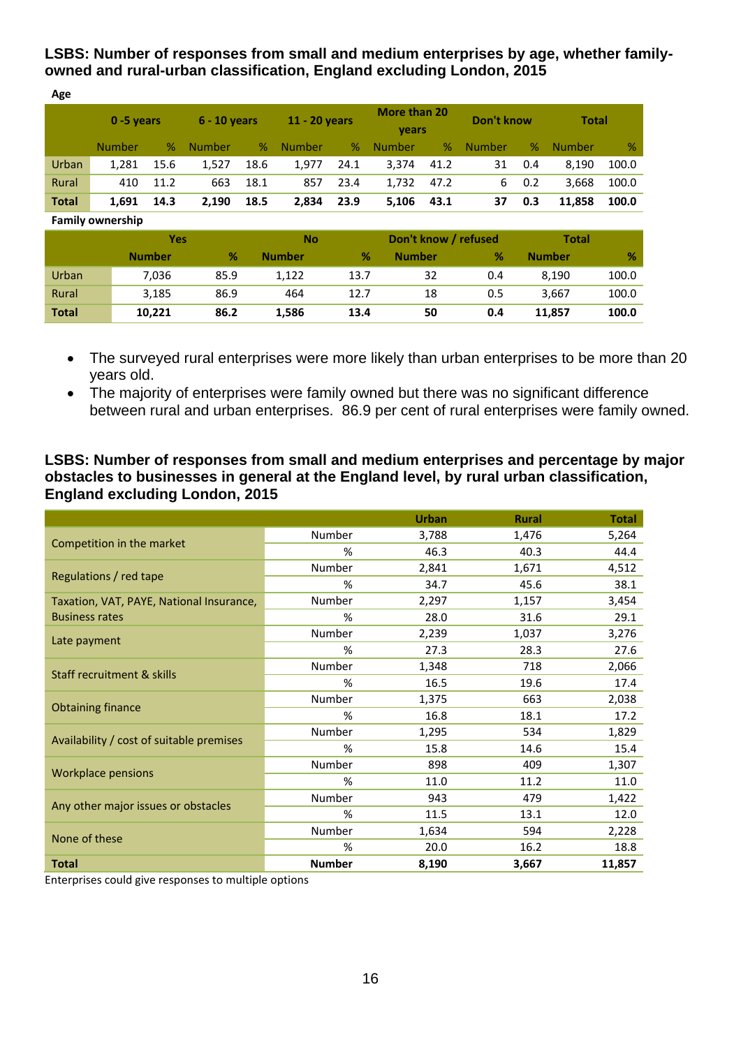### LSBS: Number of responses from small and medium enterprises by age, whether family-owned and rural-urban classification, England excluding London, 2015

**Age**

| | 0 -5 years | | 6 - 10 years | | 11 - 20 years | | More than 20 years | | Don't know | | Total | |
|---|---|---|---|---|---|---|---|---|---|---|---|---|
| | Number | % | Number | % | Number | % | Number | % | Number | % | Number | % |
| Urban | 1,281 | 15.6 | 1,527 | 18.6 | 1,977 | 24.1 | 3,374 | 41.2 | 31 | 0.4 | 8,190 | 100.0 |
| Rural | 410 | 11.2 | 663 | 18.1 | 857 | 23.4 | 1,732 | 47.2 | 6 | 0.2 | 3,668 | 100.0 |
| **Total** | **1,691** | **14.3** | **2,190** | **18.5** | **2,834** | **23.9** | **5,106** | **43.1** | **37** | **0.3** | **11,858** | **100.0** |

**Family ownership**

| | Yes | | No | | Don't know / refused | | Total | |
|---|---|---|---|---|---|---|---|---|
| | Number | % | Number | % | Number | % | Number | % |
| Urban | 7,036 | 85.9 | 1,122 | 13.7 | 32 | 0.4 | 8,190 | 100.0 |
| Rural | 3,185 | 86.9 | 464 | 12.7 | 18 | 0.5 | 3,667 | 100.0 |
| **Total** | **10,221** | **86.2** | **1,586** | **13.4** | **50** | **0.4** | **11,857** | **100.0** |

- The surveyed rural enterprises were more likely than urban enterprises to be more than 20 years old.
- The majority of enterprises were family owned but there was no significant difference between rural and urban enterprises. 86.9 per cent of rural enterprises were family owned.

### LSBS: Number of responses from small and medium enterprises and percentage by major obstacles to businesses in general at the England level, by rural urban classification, England excluding London, 2015

| | | Urban | Rural | Total |
|---|---|---|---|---|
| Competition in the market | Number | 3,788 | 1,476 | 5,264 |
| | % | 46.3 | 40.3 | 44.4 |
| Regulations / red tape | Number | 2,841 | 1,671 | 4,512 |
| | % | 34.7 | 45.6 | 38.1 |
| Taxation, VAT, PAYE, National Insurance, Business rates | Number | 2,297 | 1,157 | 3,454 |
| | % | 28.0 | 31.6 | 29.1 |
| Late payment | Number | 2,239 | 1,037 | 3,276 |
| | % | 27.3 | 28.3 | 27.6 |
| Staff recruitment & skills | Number | 1,348 | 718 | 2,066 |
| | % | 16.5 | 19.6 | 17.4 |
| Obtaining finance | Number | 1,375 | 663 | 2,038 |
| | % | 16.8 | 18.1 | 17.2 |
| Availability / cost of suitable premises | Number | 1,295 | 534 | 1,829 |
| | % | 15.8 | 14.6 | 15.4 |
| Workplace pensions | Number | 898 | 409 | 1,307 |
| | % | 11.0 | 11.2 | 11.0 |
| Any other major issues or obstacles | Number | 943 | 479 | 1,422 |
| | % | 11.5 | 13.1 | 12.0 |
| None of these | Number | 1,634 | 594 | 2,228 |
| | % | 20.0 | 16.2 | 18.8 |
| **Total** | **Number** | **8,190** | **3,667** | **11,857** |

Enterprises could give responses to multiple options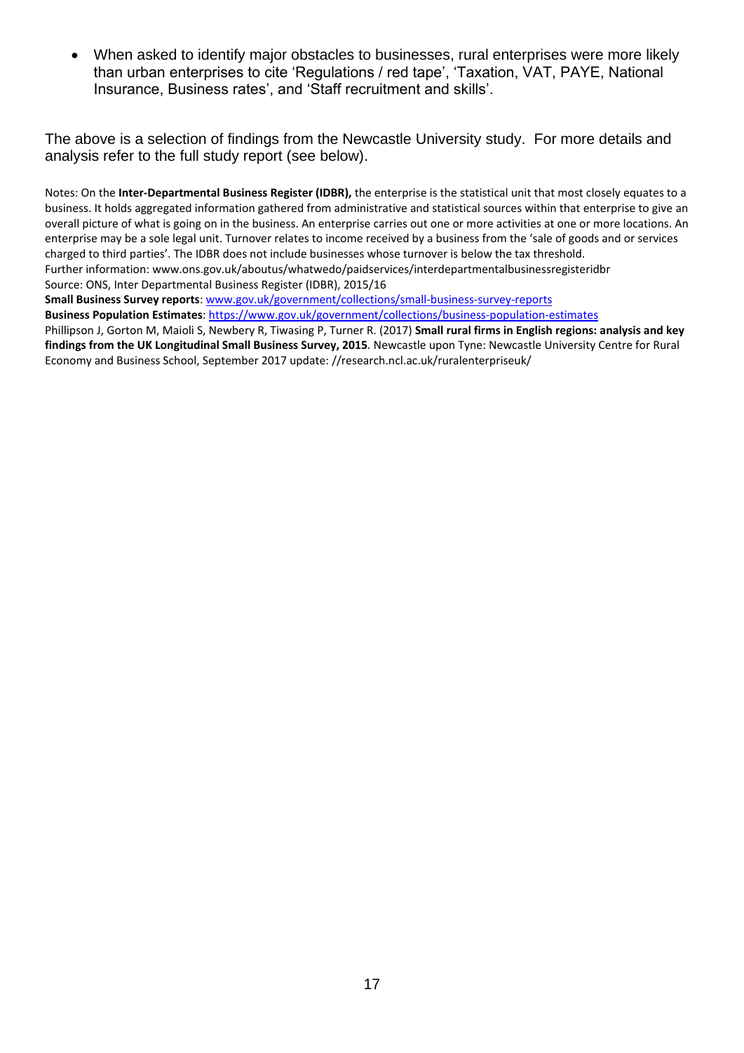- When asked to identify major obstacles to businesses, rural enterprises were more likely than urban enterprises to cite 'Regulations / red tape', 'Taxation, VAT, PAYE, National Insurance, Business rates', and 'Staff recruitment and skills'.

The above is a selection of findings from the Newcastle University study. For more details and analysis refer to the full study report (see below).

Notes: On the **Inter-Departmental Business Register (IDBR),** the enterprise is the statistical unit that most closely equates to a business. It holds aggregated information gathered from administrative and statistical sources within that enterprise to give an overall picture of what is going on in the business. An enterprise carries out one or more activities at one or more locations. An enterprise may be a sole legal unit. Turnover relates to income received by a business from the 'sale of goods and or services charged to third parties'. The IDBR does not include businesses whose turnover is below the tax threshold.
Further information: www.ons.gov.uk/aboutus/whatwedo/paidservices/interdepartmentalbusinessregisteridbr
Source: ONS, Inter Departmental Business Register (IDBR), 2015/16
**Small Business Survey reports**: www.gov.uk/government/collections/small-business-survey-reports
**Business Population Estimates**: https://www.gov.uk/government/collections/business-population-estimates
Phillipson J, Gorton M, Maioli S, Newbery R, Tiwasing P, Turner R. (2017) **Small rural firms in English regions: analysis and key findings from the UK Longitudinal Small Business Survey, 2015**. Newcastle upon Tyne: Newcastle University Centre for Rural Economy and Business School, September 2017 update: //research.ncl.ac.uk/ruralenterpriseuk/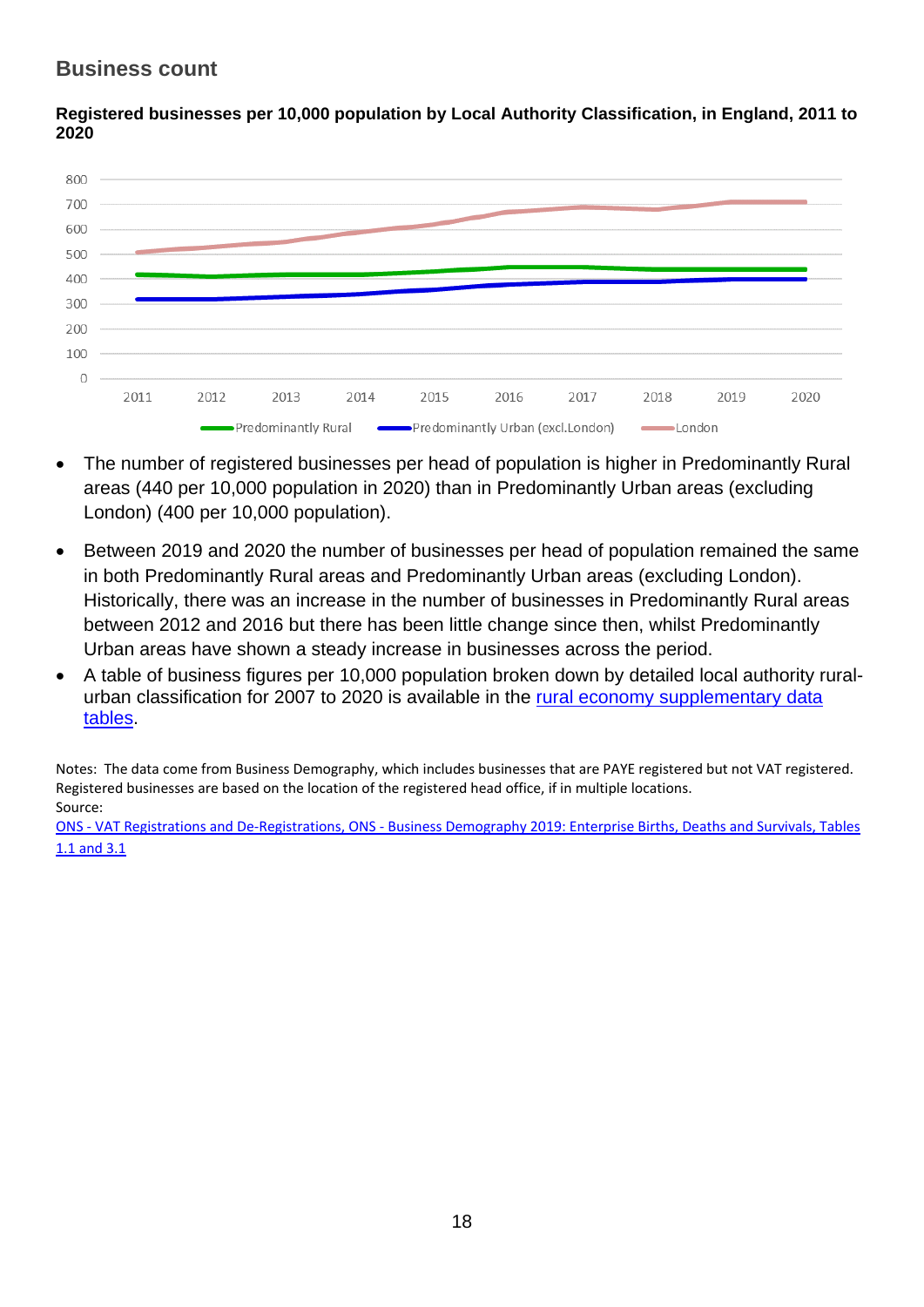## Business count

**Registered businesses per 10,000 population by Local Authority Classification, in England, 2011 to 2020**

- The number of registered businesses per head of population is higher in Predominantly Rural areas (440 per 10,000 population in 2020) than in Predominantly Urban areas (excluding London) (400 per 10,000 population).
- Between 2019 and 2020 the number of businesses per head of population remained the same in both Predominantly Rural areas and Predominantly Urban areas (excluding London). Historically, there was an increase in the number of businesses in Predominantly Rural areas between 2012 and 2016 but there has been little change since then, whilst Predominantly Urban areas have shown a steady increase in businesses across the period.
- A table of business figures per 10,000 population broken down by detailed local authority rural-urban classification for 2007 to 2020 is available in the [rural economy supplementary data tables](#).

Notes: The data come from Business Demography, which includes businesses that are PAYE registered but not VAT registered. Registered businesses are based on the location of the registered head office, if in multiple locations.
Source:
[ONS - VAT Registrations and De-Registrations, ONS - Business Demography 2019: Enterprise Births, Deaths and Survivals, Tables 1.1 and 3.1](#)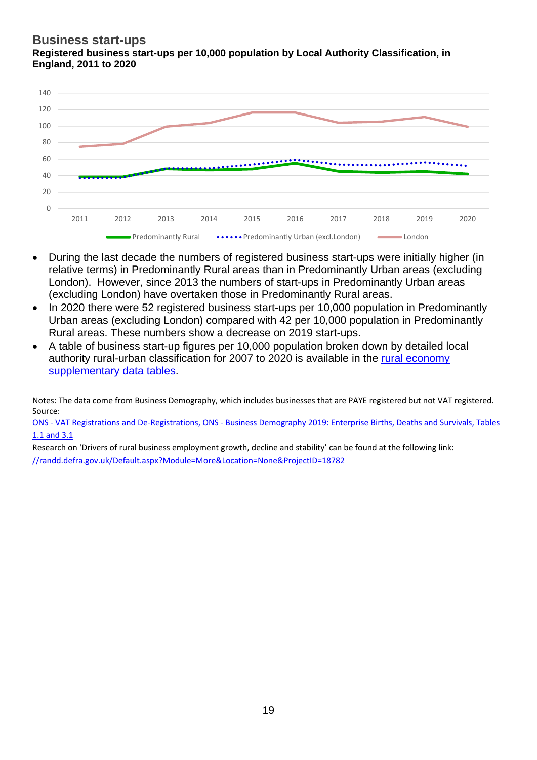## Business start-ups

**Registered business start-ups per 10,000 population by Local Authority Classification, in England, 2011 to 2020**

- During the last decade the numbers of registered business start-ups were initially higher (in relative terms) in Predominantly Rural areas than in Predominantly Urban areas (excluding London). However, since 2013 the numbers of start-ups in Predominantly Urban areas (excluding London) have overtaken those in Predominantly Rural areas.
- In 2020 there were 52 registered business start-ups per 10,000 population in Predominantly Urban areas (excluding London) compared with 42 per 10,000 population in Predominantly Rural areas. These numbers show a decrease on 2019 start-ups.
- A table of business start-up figures per 10,000 population broken down by detailed local authority rural-urban classification for 2007 to 2020 is available in the rural economy supplementary data tables.

Notes: The data come from Business Demography, which includes businesses that are PAYE registered but not VAT registered.
Source:
ONS - VAT Registrations and De-Registrations, ONS - Business Demography 2019: Enterprise Births, Deaths and Survivals, Tables 1.1 and 3.1

Research on 'Drivers of rural business employment growth, decline and stability' can be found at the following link:
//randd.defra.gov.uk/Default.aspx?Module=More&Location=None&ProjectID=18782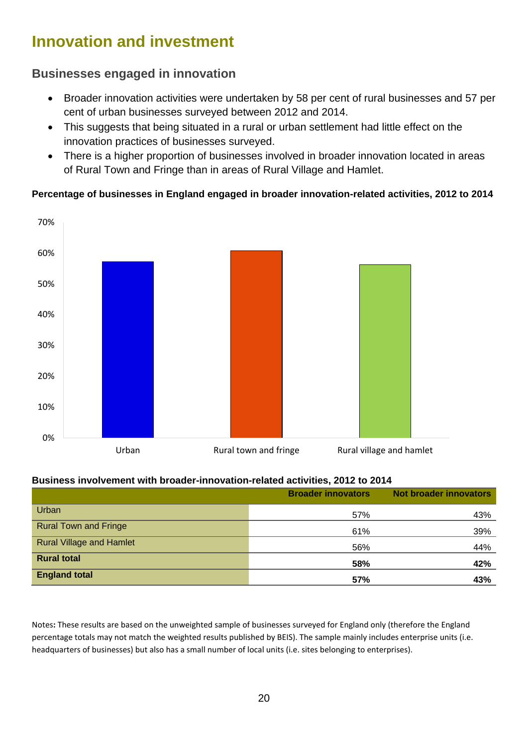# Innovation and investment

## Businesses engaged in innovation

- Broader innovation activities were undertaken by 58 per cent of rural businesses and 57 per cent of urban businesses surveyed between 2012 and 2014.
- This suggests that being situated in a rural or urban settlement had little effect on the innovation practices of businesses surveyed.
- There is a higher proportion of businesses involved in broader innovation located in areas of Rural Town and Fringe than in areas of Rural Village and Hamlet.

**Percentage of businesses in England engaged in broader innovation-related activities, 2012 to 2014**

70%
60%
50%
40%
30%
20%
10%
0%

Urban | Rural town and fringe | Rural village and hamlet

**Business involvement with broader-innovation-related activities, 2012 to 2014**

| | Broader innovators | Not broader innovators |
|---|---|---|
| Urban | 57% | 43% |
| Rural Town and Fringe | 61% | 39% |
| Rural Village and Hamlet | 56% | 44% |
| **Rural total** | **58%** | **42%** |
| **England total** | **57%** | **43%** |

**Notes:** These results are based on the unweighted sample of businesses surveyed for England only (therefore the England percentage totals may not match the weighted results published by BEIS). The sample mainly includes enterprise units (i.e. headquarters of businesses) but also has a small number of local units (i.e. sites belonging to enterprises).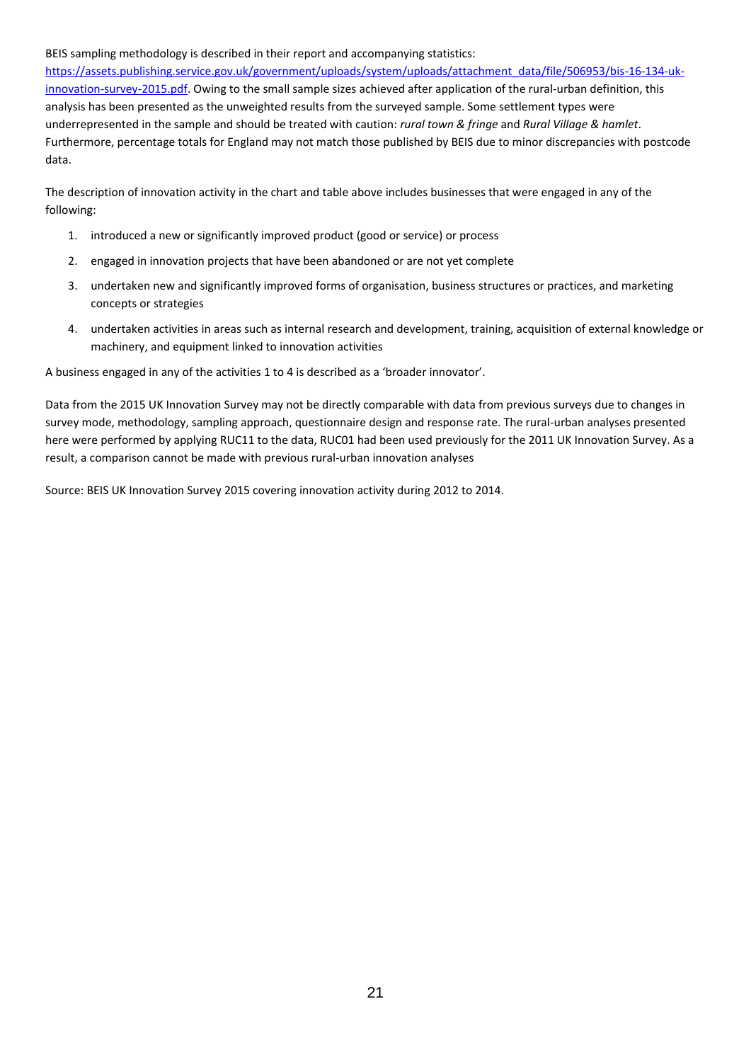BEIS sampling methodology is described in their report and accompanying statistics: [https://assets.publishing.service.gov.uk/government/uploads/system/uploads/attachment_data/file/506953/bis-16-134-uk-innovation-survey-2015.pdf](https://assets.publishing.service.gov.uk/government/uploads/system/uploads/attachment_data/file/506953/bis-16-134-uk-innovation-survey-2015.pdf). Owing to the small sample sizes achieved after application of the rural-urban definition, this analysis has been presented as the unweighted results from the surveyed sample. Some settlement types were underrepresented in the sample and should be treated with caution: *rural town & fringe* and *Rural Village & hamlet*. Furthermore, percentage totals for England may not match those published by BEIS due to minor discrepancies with postcode data.

The description of innovation activity in the chart and table above includes businesses that were engaged in any of the following:

1. introduced a new or significantly improved product (good or service) or process
2. engaged in innovation projects that have been abandoned or are not yet complete
3. undertaken new and significantly improved forms of organisation, business structures or practices, and marketing concepts or strategies
4. undertaken activities in areas such as internal research and development, training, acquisition of external knowledge or machinery, and equipment linked to innovation activities

A business engaged in any of the activities 1 to 4 is described as a 'broader innovator'.

Data from the 2015 UK Innovation Survey may not be directly comparable with data from previous surveys due to changes in survey mode, methodology, sampling approach, questionnaire design and response rate. The rural-urban analyses presented here were performed by applying RUC11 to the data, RUC01 had been used previously for the 2011 UK Innovation Survey. As a result, a comparison cannot be made with previous rural-urban innovation analyses

Source: BEIS UK Innovation Survey 2015 covering innovation activity during 2012 to 2014.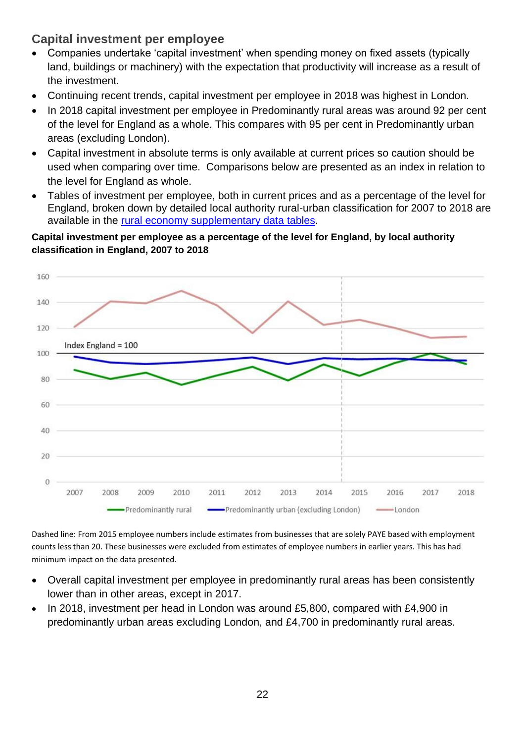## Capital investment per employee

- Companies undertake 'capital investment' when spending money on fixed assets (typically land, buildings or machinery) with the expectation that productivity will increase as a result of the investment.
- Continuing recent trends, capital investment per employee in 2018 was highest in London.
- In 2018 capital investment per employee in Predominantly rural areas was around 92 per cent of the level for England as a whole. This compares with 95 per cent in Predominantly urban areas (excluding London).
- Capital investment in absolute terms is only available at current prices so caution should be used when comparing over time. Comparisons below are presented as an index in relation to the level for England as whole.
- Tables of investment per employee, both in current prices and as a percentage of the level for England, broken down by detailed local authority rural-urban classification for 2007 to 2018 are available in the rural economy supplementary data tables.

**Capital investment per employee as a percentage of the level for England, by local authority classification in England, 2007 to 2018**

Dashed line: From 2015 employee numbers include estimates from businesses that are solely PAYE based with employment counts less than 20. These businesses were excluded from estimates of employee numbers in earlier years. This has had minimum impact on the data presented.

- Overall capital investment per employee in predominantly rural areas has been consistently lower than in other areas, except in 2017.
- In 2018, investment per head in London was around £5,800, compared with £4,900 in predominantly urban areas excluding London, and £4,700 in predominantly rural areas.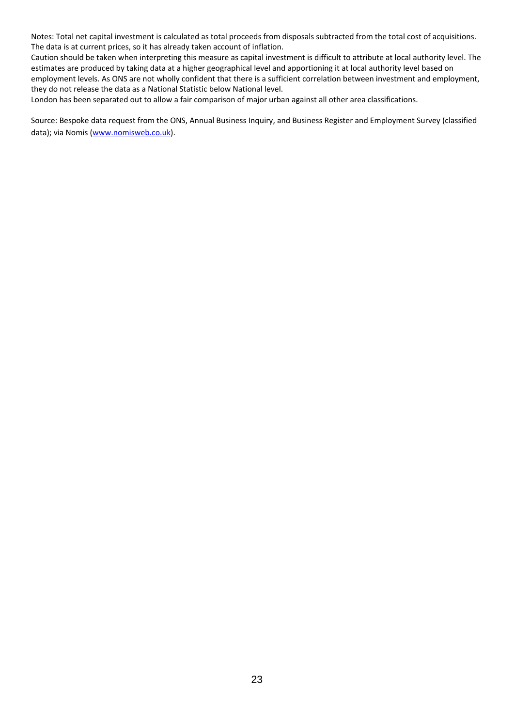Notes: Total net capital investment is calculated as total proceeds from disposals subtracted from the total cost of acquisitions. The data is at current prices, so it has already taken account of inflation.

Caution should be taken when interpreting this measure as capital investment is difficult to attribute at local authority level. The estimates are produced by taking data at a higher geographical level and apportioning it at local authority level based on employment levels. As ONS are not wholly confident that there is a sufficient correlation between investment and employment, they do not release the data as a National Statistic below National level.

London has been separated out to allow a fair comparison of major urban against all other area classifications.

Source: Bespoke data request from the ONS, Annual Business Inquiry, and Business Register and Employment Survey (classified data); via Nomis (www.nomisweb.co.uk).